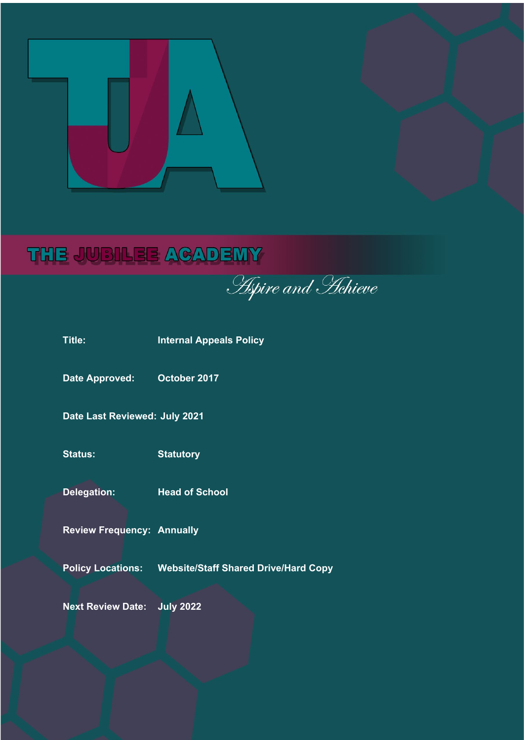# THE JUBILEE ACADEMY

*Aspire and Achieve*

| | |
|---|---|
| **Title:** | **Internal Appeals Policy** |
| **Date Approved:** | **October 2017** |
| **Date Last Reviewed:** | **July 2021** |
| **Status:** | **Statutory** |
| **Delegation:** | **Head of School** |
| **Review Frequency:** | **Annually** |
| **Policy Locations:** | **Website/Staff Shared Drive/Hard Copy** |
| **Next Review Date:** | **July 2022** |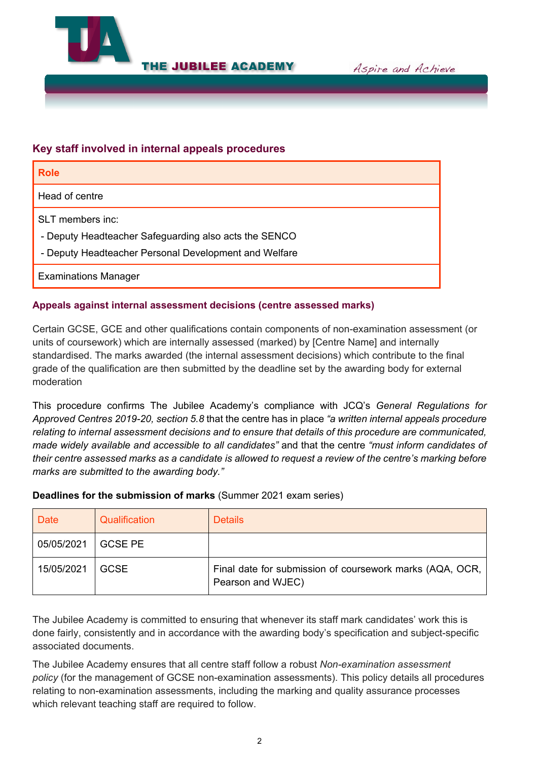## Key staff involved in internal appeals procedures

| Role |
|---|
| Head of centre |
| SLT members inc:<br>- Deputy Headteacher Safeguarding also acts the SENCO<br>- Deputy Headteacher Personal Development and Welfare |
| Examinations Manager |

### Appeals against internal assessment decisions (centre assessed marks)

Certain GCSE, GCE and other qualifications contain components of non-examination assessment (or units of coursework) which are internally assessed (marked) by [Centre Name] and internally standardised. The marks awarded (the internal assessment decisions) which contribute to the final grade of the qualification are then submitted by the deadline set by the awarding body for external moderation

This procedure confirms The Jubilee Academy's compliance with JCQ's *General Regulations for Approved Centres 2019-20, section 5.8* that the centre has in place *"a written internal appeals procedure relating to internal assessment decisions and to ensure that details of this procedure are communicated, made widely available and accessible to all candidates"* and that the centre *"must inform candidates of their centre assessed marks as a candidate is allowed to request a review of the centre's marking before marks are submitted to the awarding body."*

**Deadlines for the submission of marks** (Summer 2021 exam series)

| Date | Qualification | Details |
|---|---|---|
| 05/05/2021 | GCSE PE | |
| 15/05/2021 | GCSE | Final date for submission of coursework marks (AQA, OCR, Pearson and WJEC) |

The Jubilee Academy is committed to ensuring that whenever its staff mark candidates' work this is done fairly, consistently and in accordance with the awarding body's specification and subject-specific associated documents.

The Jubilee Academy ensures that all centre staff follow a robust *Non-examination assessment policy* (for the management of GCSE non-examination assessments). This policy details all procedures relating to non-examination assessments, including the marking and quality assurance processes which relevant teaching staff are required to follow.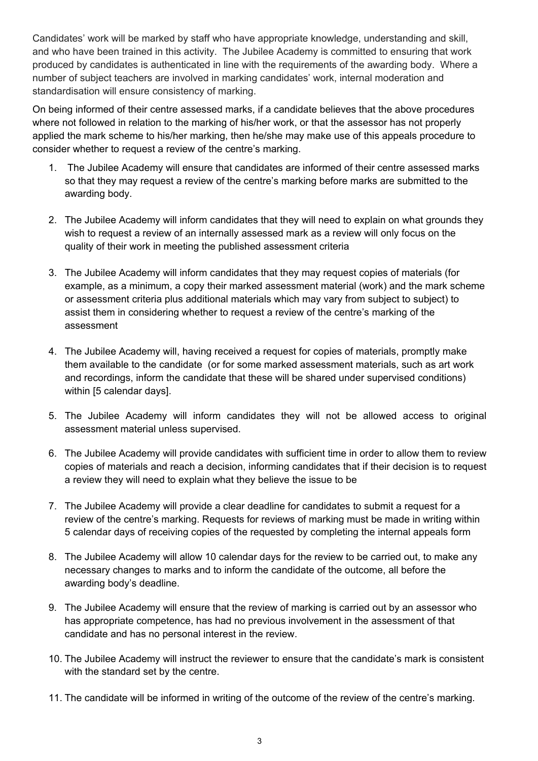Candidates' work will be marked by staff who have appropriate knowledge, understanding and skill, and who have been trained in this activity. The Jubilee Academy is committed to ensuring that work produced by candidates is authenticated in line with the requirements of the awarding body. Where a number of subject teachers are involved in marking candidates' work, internal moderation and standardisation will ensure consistency of marking.

On being informed of their centre assessed marks, if a candidate believes that the above procedures where not followed in relation to the marking of his/her work, or that the assessor has not properly applied the mark scheme to his/her marking, then he/she may make use of this appeals procedure to consider whether to request a review of the centre's marking.

1. The Jubilee Academy will ensure that candidates are informed of their centre assessed marks so that they may request a review of the centre's marking before marks are submitted to the awarding body.
2. The Jubilee Academy will inform candidates that they will need to explain on what grounds they wish to request a review of an internally assessed mark as a review will only focus on the quality of their work in meeting the published assessment criteria
3. The Jubilee Academy will inform candidates that they may request copies of materials (for example, as a minimum, a copy their marked assessment material (work) and the mark scheme or assessment criteria plus additional materials which may vary from subject to subject) to assist them in considering whether to request a review of the centre's marking of the assessment
4. The Jubilee Academy will, having received a request for copies of materials, promptly make them available to the candidate (or for some marked assessment materials, such as art work and recordings, inform the candidate that these will be shared under supervised conditions) within [5 calendar days].
5. The Jubilee Academy will inform candidates they will not be allowed access to original assessment material unless supervised.
6. The Jubilee Academy will provide candidates with sufficient time in order to allow them to review copies of materials and reach a decision, informing candidates that if their decision is to request a review they will need to explain what they believe the issue to be
7. The Jubilee Academy will provide a clear deadline for candidates to submit a request for a review of the centre's marking. Requests for reviews of marking must be made in writing within 5 calendar days of receiving copies of the requested by completing the internal appeals form
8. The Jubilee Academy will allow 10 calendar days for the review to be carried out, to make any necessary changes to marks and to inform the candidate of the outcome, all before the awarding body's deadline.
9. The Jubilee Academy will ensure that the review of marking is carried out by an assessor who has appropriate competence, has had no previous involvement in the assessment of that candidate and has no personal interest in the review.
10. The Jubilee Academy will instruct the reviewer to ensure that the candidate's mark is consistent with the standard set by the centre.
11. The candidate will be informed in writing of the outcome of the review of the centre's marking.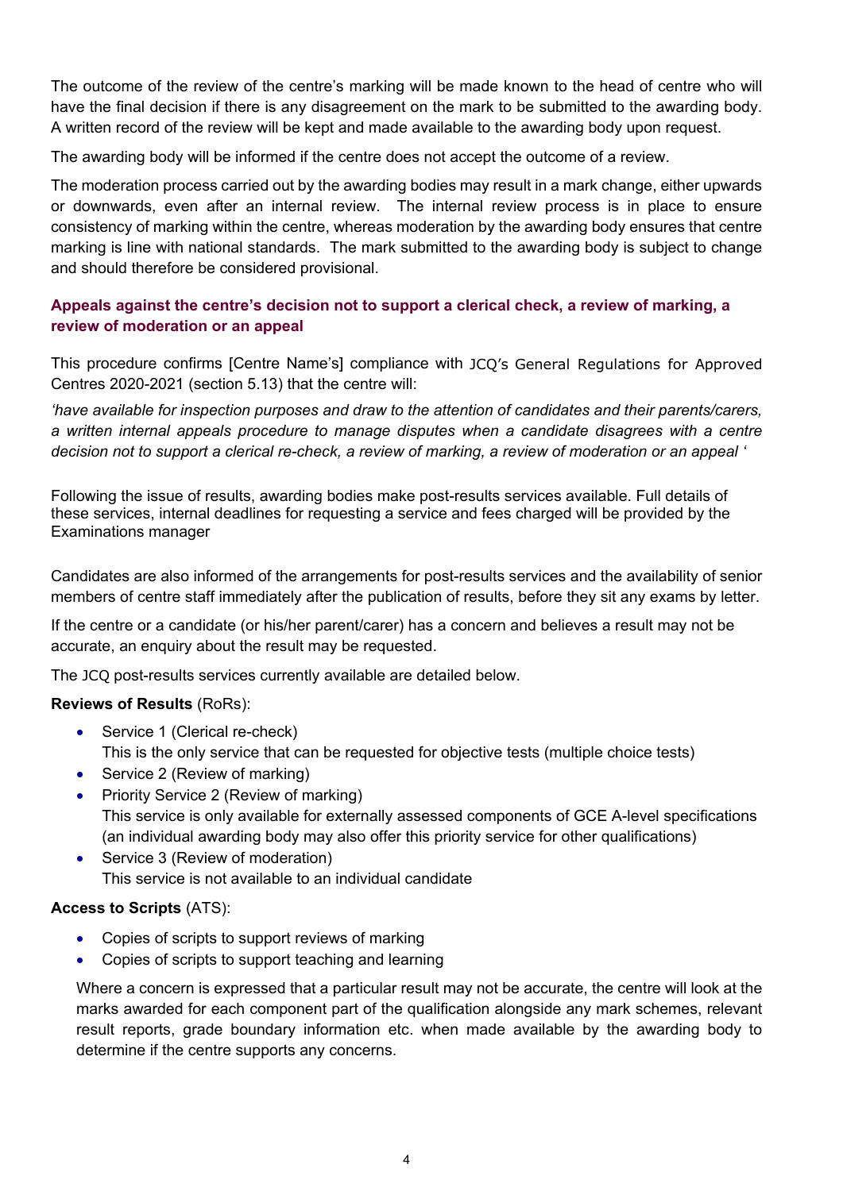The outcome of the review of the centre's marking will be made known to the head of centre who will have the final decision if there is any disagreement on the mark to be submitted to the awarding body. A written record of the review will be kept and made available to the awarding body upon request.

The awarding body will be informed if the centre does not accept the outcome of a review.

The moderation process carried out by the awarding bodies may result in a mark change, either upwards or downwards, even after an internal review. The internal review process is in place to ensure consistency of marking within the centre, whereas moderation by the awarding body ensures that centre marking is line with national standards. The mark submitted to the awarding body is subject to change and should therefore be considered provisional.

### Appeals against the centre's decision not to support a clerical check, a review of marking, a review of moderation or an appeal

This procedure confirms [Centre Name's] compliance with JCQ's General Regulations for Approved Centres 2020-2021 (section 5.13) that the centre will:

*'have available for inspection purposes and draw to the attention of candidates and their parents/carers, a written internal appeals procedure to manage disputes when a candidate disagrees with a centre decision not to support a clerical re-check, a review of marking, a review of moderation or an appeal '*

Following the issue of results, awarding bodies make post-results services available. Full details of these services, internal deadlines for requesting a service and fees charged will be provided by the Examinations manager

Candidates are also informed of the arrangements for post-results services and the availability of senior members of centre staff immediately after the publication of results, before they sit any exams by letter.

If the centre or a candidate (or his/her parent/carer) has a concern and believes a result may not be accurate, an enquiry about the result may be requested.

The JCQ post-results services currently available are detailed below.

**Reviews of Results** (RoRs):

- Service 1 (Clerical re-check)
  This is the only service that can be requested for objective tests (multiple choice tests)
- Service 2 (Review of marking)
- Priority Service 2 (Review of marking)
  This service is only available for externally assessed components of GCE A-level specifications (an individual awarding body may also offer this priority service for other qualifications)
- Service 3 (Review of moderation)
  This service is not available to an individual candidate

**Access to Scripts** (ATS):

- Copies of scripts to support reviews of marking
- Copies of scripts to support teaching and learning

Where a concern is expressed that a particular result may not be accurate, the centre will look at the marks awarded for each component part of the qualification alongside any mark schemes, relevant result reports, grade boundary information etc. when made available by the awarding body to determine if the centre supports any concerns.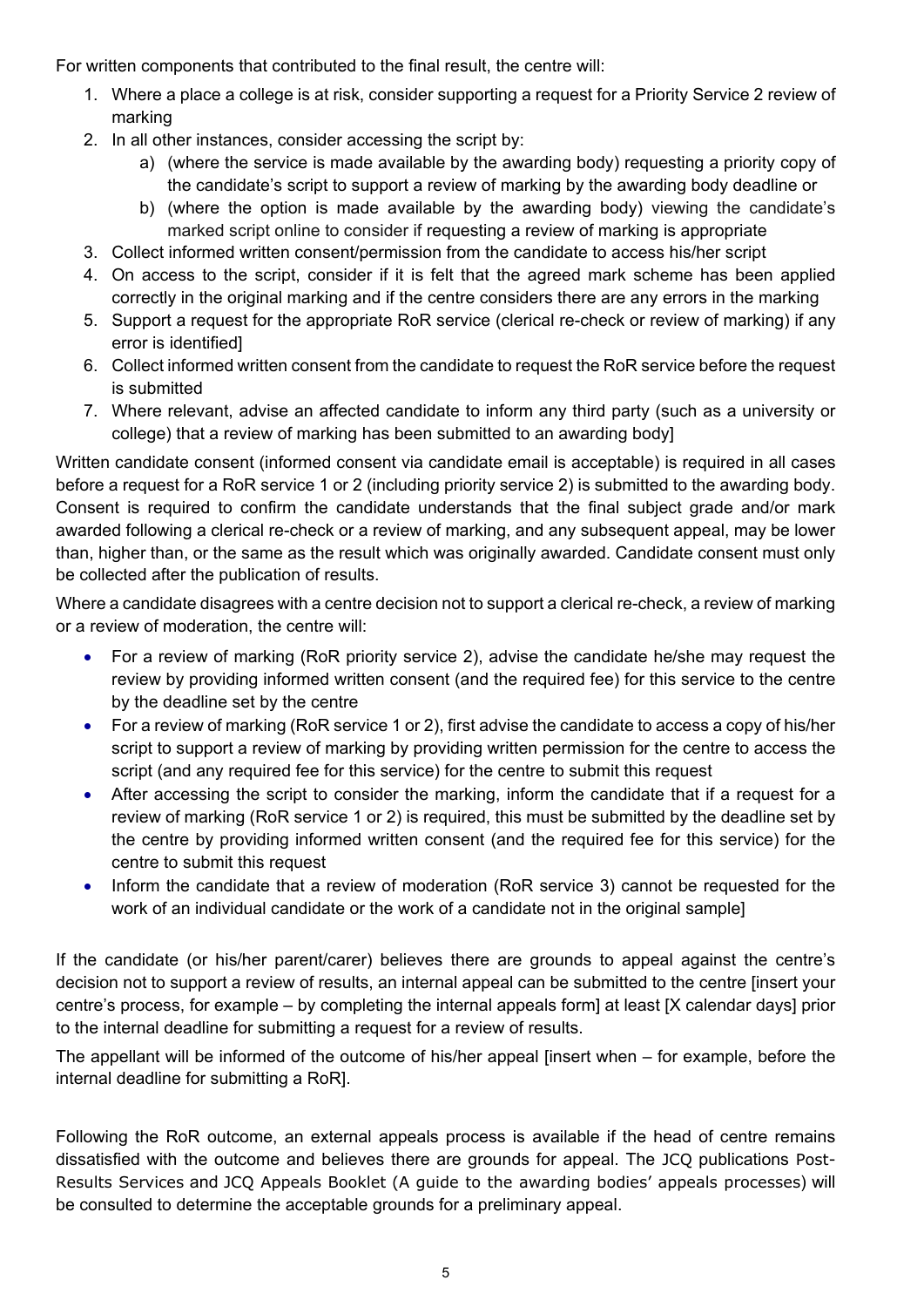For written components that contributed to the final result, the centre will:

1. Where a place a college is at risk, consider supporting a request for a Priority Service 2 review of marking
2. In all other instances, consider accessing the script by:
    a) (where the service is made available by the awarding body) requesting a priority copy of the candidate's script to support a review of marking by the awarding body deadline or
    b) (where the option is made available by the awarding body) viewing the candidate's marked script online to consider if requesting a review of marking is appropriate
3. Collect informed written consent/permission from the candidate to access his/her script
4. On access to the script, consider if it is felt that the agreed mark scheme has been applied correctly in the original marking and if the centre considers there are any errors in the marking
5. Support a request for the appropriate RoR service (clerical re-check or review of marking) if any error is identified]
6. Collect informed written consent from the candidate to request the RoR service before the request is submitted
7. Where relevant, advise an affected candidate to inform any third party (such as a university or college) that a review of marking has been submitted to an awarding body]

Written candidate consent (informed consent via candidate email is acceptable) is required in all cases before a request for a RoR service 1 or 2 (including priority service 2) is submitted to the awarding body. Consent is required to confirm the candidate understands that the final subject grade and/or mark awarded following a clerical re-check or a review of marking, and any subsequent appeal, may be lower than, higher than, or the same as the result which was originally awarded. Candidate consent must only be collected after the publication of results.

Where a candidate disagrees with a centre decision not to support a clerical re-check, a review of marking or a review of moderation, the centre will:

- For a review of marking (RoR priority service 2), advise the candidate he/she may request the review by providing informed written consent (and the required fee) for this service to the centre by the deadline set by the centre
- For a review of marking (RoR service 1 or 2), first advise the candidate to access a copy of his/her script to support a review of marking by providing written permission for the centre to access the script (and any required fee for this service) for the centre to submit this request
- After accessing the script to consider the marking, inform the candidate that if a request for a review of marking (RoR service 1 or 2) is required, this must be submitted by the deadline set by the centre by providing informed written consent (and the required fee for this service) for the centre to submit this request
- Inform the candidate that a review of moderation (RoR service 3) cannot be requested for the work of an individual candidate or the work of a candidate not in the original sample]

If the candidate (or his/her parent/carer) believes there are grounds to appeal against the centre's decision not to support a review of results, an internal appeal can be submitted to the centre [insert your centre's process, for example – by completing the internal appeals form] at least [X calendar days] prior to the internal deadline for submitting a request for a review of results.

The appellant will be informed of the outcome of his/her appeal [insert when – for example, before the internal deadline for submitting a RoR].

Following the RoR outcome, an external appeals process is available if the head of centre remains dissatisfied with the outcome and believes there are grounds for appeal. The JCQ publications Post-Results Services and JCQ Appeals Booklet (A guide to the awarding bodies' appeals processes) will be consulted to determine the acceptable grounds for a preliminary appeal.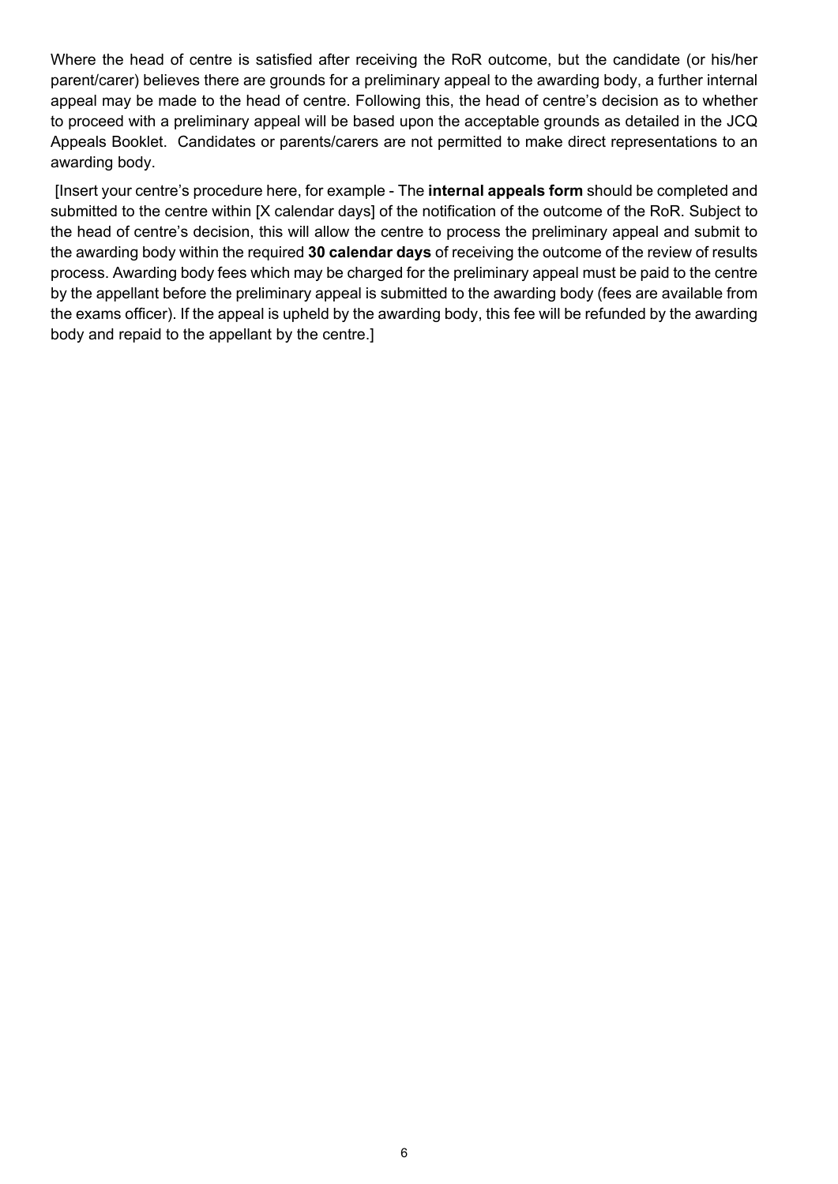Where the head of centre is satisfied after receiving the RoR outcome, but the candidate (or his/her parent/carer) believes there are grounds for a preliminary appeal to the awarding body, a further internal appeal may be made to the head of centre. Following this, the head of centre's decision as to whether to proceed with a preliminary appeal will be based upon the acceptable grounds as detailed in the JCQ Appeals Booklet. Candidates or parents/carers are not permitted to make direct representations to an awarding body.

[Insert your centre's procedure here, for example - The **internal appeals form** should be completed and submitted to the centre within [X calendar days] of the notification of the outcome of the RoR. Subject to the head of centre's decision, this will allow the centre to process the preliminary appeal and submit to the awarding body within the required **30 calendar days** of receiving the outcome of the review of results process. Awarding body fees which may be charged for the preliminary appeal must be paid to the centre by the appellant before the preliminary appeal is submitted to the awarding body (fees are available from the exams officer). If the appeal is upheld by the awarding body, this fee will be refunded by the awarding body and repaid to the appellant by the centre.]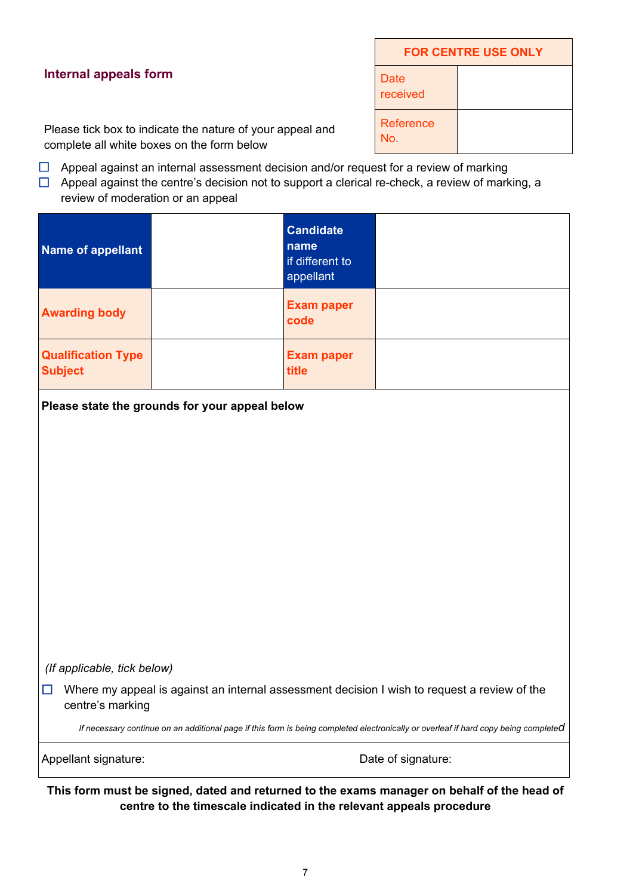## Internal appeals form

| FOR CENTRE USE ONLY | |
|---|---|
| Date received | |
| Reference No. | |

Please tick box to indicate the nature of your appeal and complete all white boxes on the form below

☐ Appeal against an internal assessment decision and/or request for a review of marking

☐ Appeal against the centre's decision not to support a clerical re-check, a review of marking, a review of moderation or an appeal

| **Name of appellant** | | **Candidate name** if different to appellant | |
|---|---|---|---|
| **Awarding body** | | **Exam paper code** | |
| **Qualification Type Subject** | | **Exam paper title** | |

**Please state the grounds for your appeal below**

*(If applicable, tick below)*

☐ Where my appeal is against an internal assessment decision I wish to request a review of the centre's marking

*If necessary continue on an additional page if this form is being completed electronically or overleaf if hard copy being completed*

Appellant signature: Date of signature:

**This form must be signed, dated and returned to the exams manager on behalf of the head of centre to the timescale indicated in the relevant appeals procedure**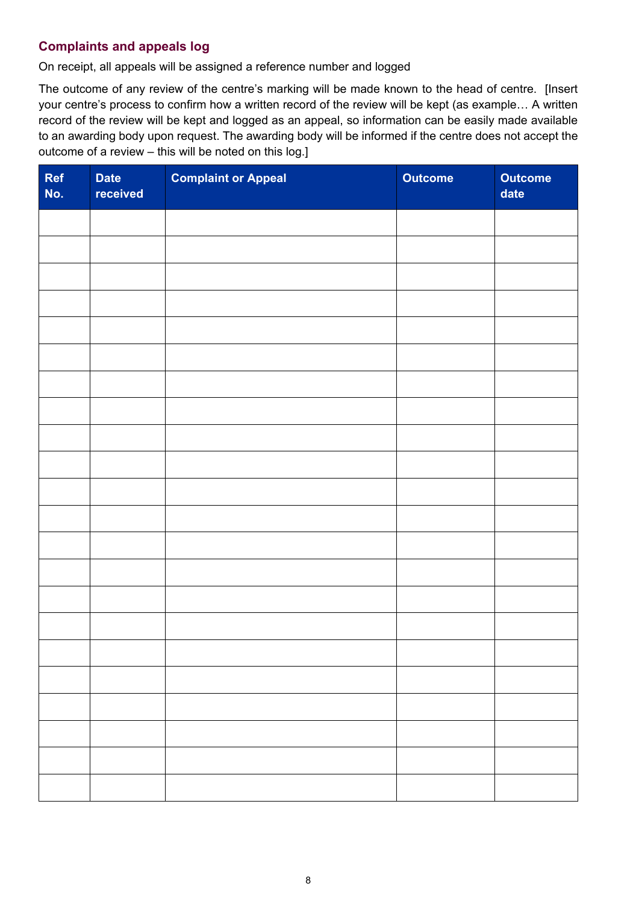## Complaints and appeals log

On receipt, all appeals will be assigned a reference number and logged

The outcome of any review of the centre's marking will be made known to the head of centre. [Insert your centre's process to confirm how a written record of the review will be kept (as example… A written record of the review will be kept and logged as an appeal, so information can be easily made available to an awarding body upon request. The awarding body will be informed if the centre does not accept the outcome of a review – this will be noted on this log.]

| Ref No. | Date received | Complaint or Appeal | Outcome | Outcome date |
|---|---|---|---|---|
| | | | | |
| | | | | |
| | | | | |
| | | | | |
| | | | | |
| | | | | |
| | | | | |
| | | | | |
| | | | | |
| | | | | |
| | | | | |
| | | | | |
| | | | | |
| | | | | |
| | | | | |
| | | | | |
| | | | | |
| | | | | |
| | | | | |
| | | | | |
| | | | | |
| | | | | |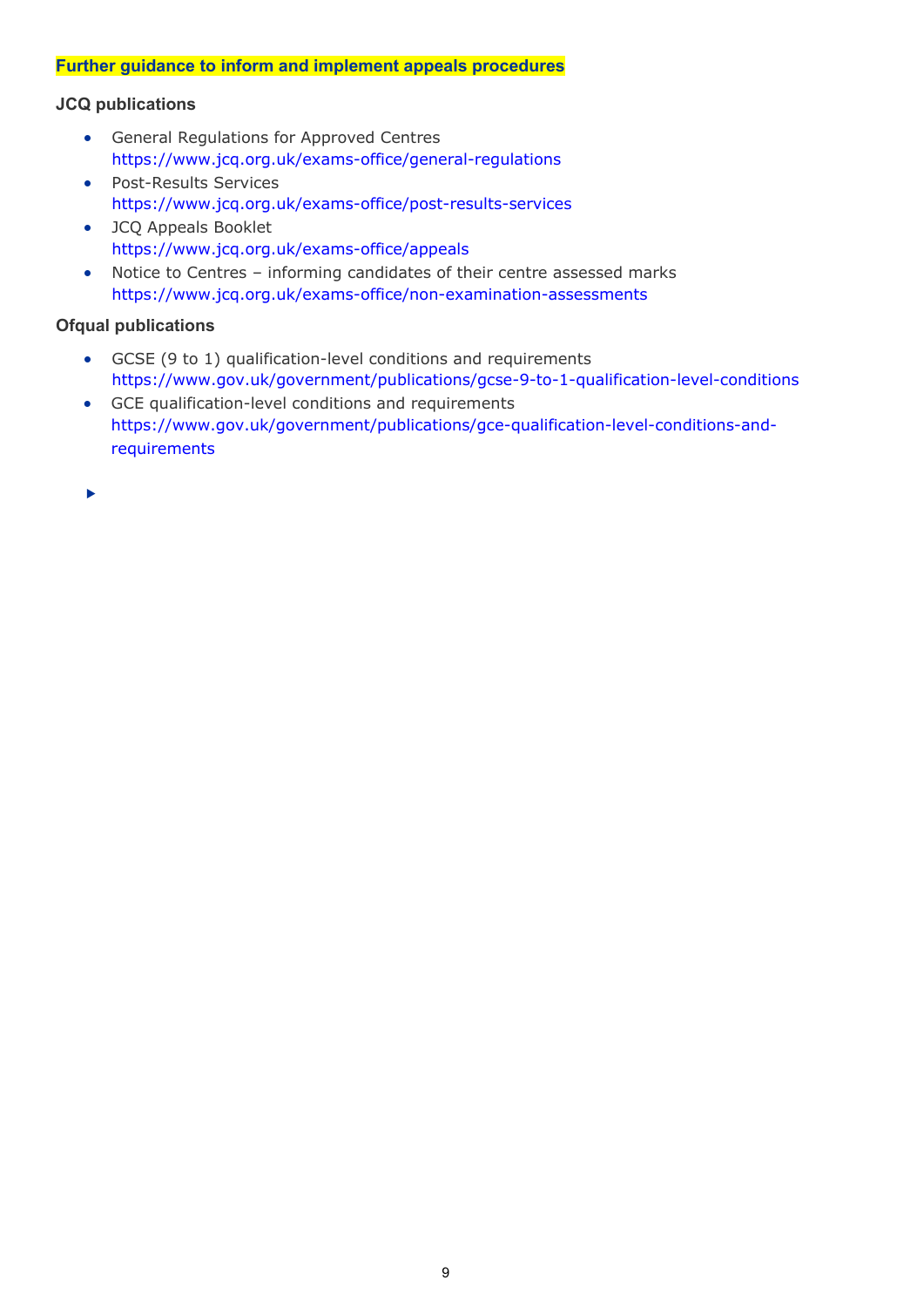**Further guidance to inform and implement appeals procedures**

### JCQ publications

- General Regulations for Approved Centres
  https://www.jcq.org.uk/exams-office/general-regulations
- Post-Results Services
  https://www.jcq.org.uk/exams-office/post-results-services
- JCQ Appeals Booklet
  https://www.jcq.org.uk/exams-office/appeals
- Notice to Centres – informing candidates of their centre assessed marks
  https://www.jcq.org.uk/exams-office/non-examination-assessments

### Ofqual publications

- GCSE (9 to 1) qualification-level conditions and requirements
  https://www.gov.uk/government/publications/gcse-9-to-1-qualification-level-conditions
- GCE qualification-level conditions and requirements
  https://www.gov.uk/government/publications/gce-qualification-level-conditions-and-requirements